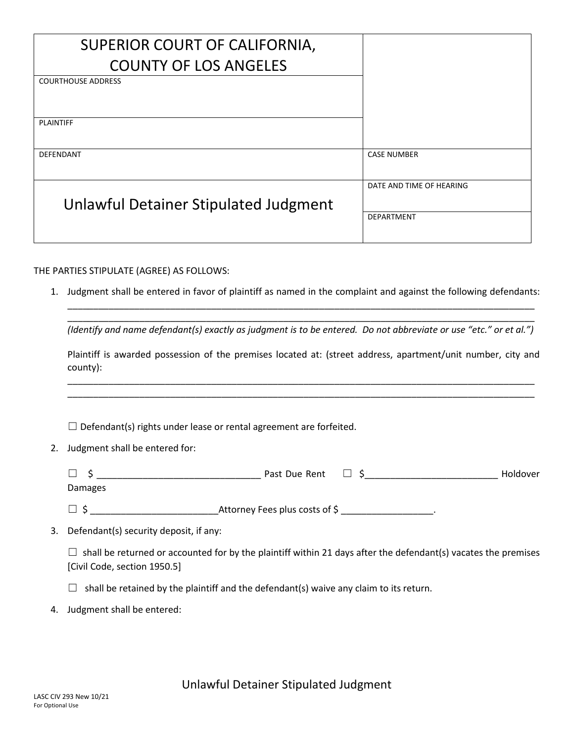| SUPERIOR COURT OF CALIFORNIA, COUNTY OF LOS ANGELES | |
|---|---|
| COURTHOUSE ADDRESS | |
| PLAINTIFF | |
| DEFENDANT | CASE NUMBER |
| Unlawful Detainer Stipulated Judgment | DATE AND TIME OF HEARING |
| | DEPARTMENT |

THE PARTIES STIPULATE (AGREE) AS FOLLOWS:

1. Judgment shall be entered in favor of plaintiff as named in the complaint and against the following defendants:
   ______________________________________________________________________________________________
   ______________________________________________________________________________________________
   *(Identify and name defendant(s) exactly as judgment is to be entered. Do not abbreviate or use "etc." or et al.")*

   Plaintiff is awarded possession of the premises located at: (street address, apartment/unit number, city and county):
   ______________________________________________________________________________________________
   ______________________________________________________________________________________________

   ☐ Defendant(s) rights under lease or rental agreement are forfeited.

2. Judgment shall be entered for:

   ☐ $ ______________________________ Past Due Rent ☐ $________________________ Holdover Damages

   ☐ $ ________________________Attorney Fees plus costs of $ _________________.

3. Defendant(s) security deposit, if any:

   ☐ shall be returned or accounted for by the plaintiff within 21 days after the defendant(s) vacates the premises [Civil Code, section 1950.5]

   ☐ shall be retained by the plaintiff and the defendant(s) waive any claim to its return.

4. Judgment shall be entered:

Unlawful Detainer Stipulated Judgment

LASC CIV 293 New 10/21
For Optional Use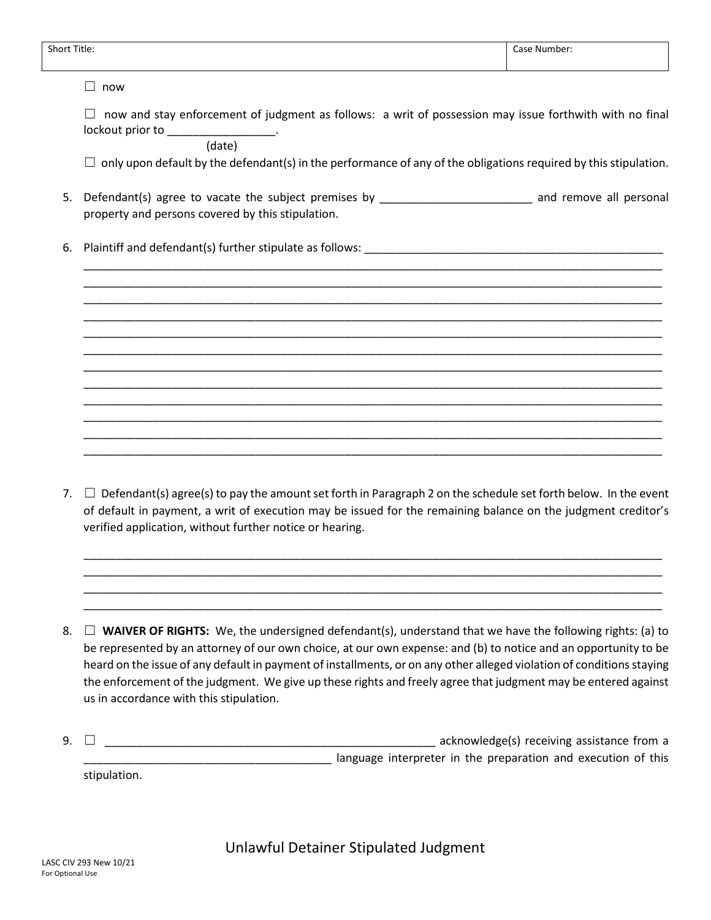| Short Title: | Case Number: |
|---|---|
| | |

☐ now

☐ now and stay enforcement of judgment as follows: a writ of possession may issue forthwith with no final lockout prior to _________________.
(date)

☐ only upon default by the defendant(s) in the performance of any of the obligations required by this stipulation.

5. Defendant(s) agree to vacate the subject premises by ________________________ and remove all personal property and persons covered by this stipulation.

6. Plaintiff and defendant(s) further stipulate as follows: ________________________________________________
_____________________________________________________________________________________________
_____________________________________________________________________________________________
_____________________________________________________________________________________________
_____________________________________________________________________________________________
_____________________________________________________________________________________________
_____________________________________________________________________________________________
_____________________________________________________________________________________________
_____________________________________________________________________________________________
_____________________________________________________________________________________________
_____________________________________________________________________________________________
_____________________________________________________________________________________________
_____________________________________________________________________________________________

7. ☐ Defendant(s) agree(s) to pay the amount set forth in Paragraph 2 on the schedule set forth below. In the event of default in payment, a writ of execution may be issued for the remaining balance on the judgment creditor's verified application, without further notice or hearing.

_____________________________________________________________________________________________
_____________________________________________________________________________________________
_____________________________________________________________________________________________
_____________________________________________________________________________________________

8. ☐ **WAIVER OF RIGHTS:** We, the undersigned defendant(s), understand that we have the following rights: (a) to be represented by an attorney of our own choice, at our own expense: and (b) to notice and an opportunity to be heard on the issue of any default in payment of installments, or on any other alleged violation of conditions staying the enforcement of the judgment. We give up these rights and freely agree that judgment may be entered against us in accordance with this stipulation.

9. ☐ _____________________________________________________ acknowledge(s) receiving assistance from a _______________________________________ language interpreter in the preparation and execution of this stipulation.

Unlawful Detainer Stipulated Judgment

LASC CIV 293 New 10/21
For Optional Use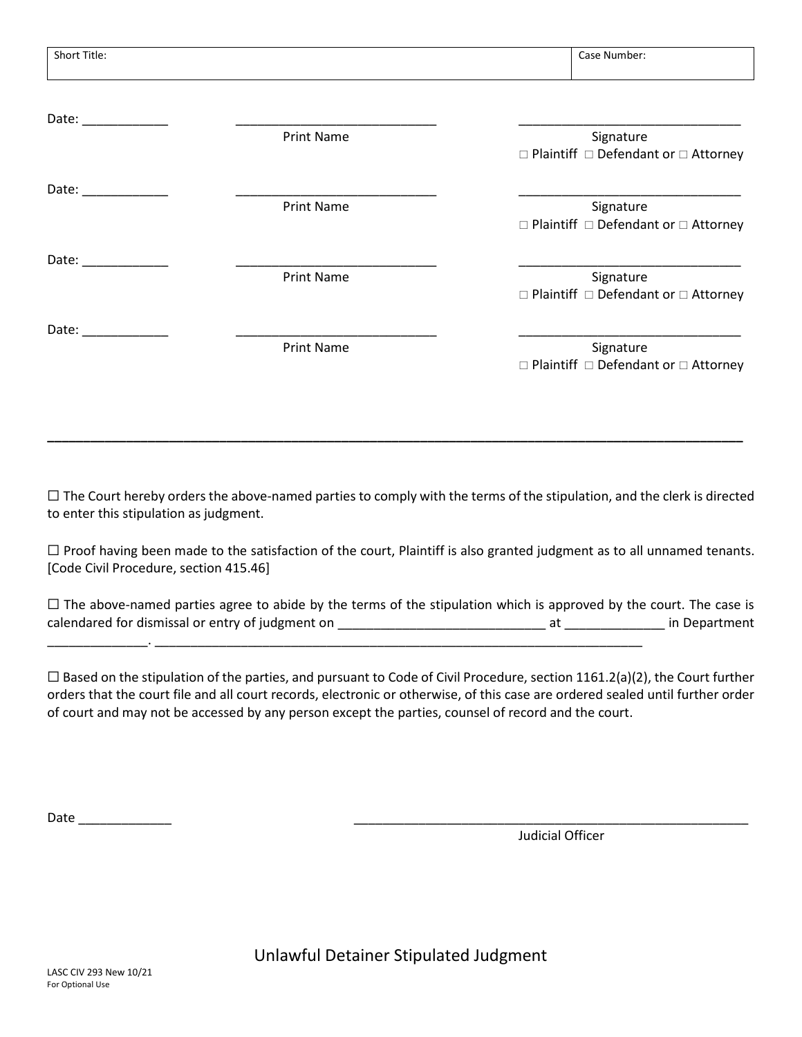| Short Title: | Case Number: |
|---|---|

Date: ____________ _____________________________ _______________________________
Print Name Signature
☐ Plaintiff ☐ Defendant or ☐ Attorney

Date: ____________ _____________________________ _______________________________
Print Name Signature
☐ Plaintiff ☐ Defendant or ☐ Attorney

Date: ____________ _____________________________ _______________________________
Print Name Signature
☐ Plaintiff ☐ Defendant or ☐ Attorney

Date: ____________ _____________________________ _______________________________
Print Name Signature
☐ Plaintiff ☐ Defendant or ☐ Attorney

---

☐ The Court hereby orders the above-named parties to comply with the terms of the stipulation, and the clerk is directed to enter this stipulation as judgment.

☐ Proof having been made to the satisfaction of the court, Plaintiff is also granted judgment as to all unnamed tenants. [Code Civil Procedure, section 415.46]

☐ The above-named parties agree to abide by the terms of the stipulation which is approved by the court. The case is calendared for dismissal or entry of judgment on ____________________________ at _____________ in Department _____________. ________________________________________________________________________

☐ Based on the stipulation of the parties, and pursuant to Code of Civil Procedure, section 1161.2(a)(2), the Court further orders that the court file and all court records, electronic or otherwise, of this case are ordered sealed until further order of court and may not be accessed by any person except the parties, counsel of record and the court.

Date _____________ __________________________________________________________
Judicial Officer

Unlawful Detainer Stipulated Judgment

LASC CIV 293 New 10/21
For Optional Use